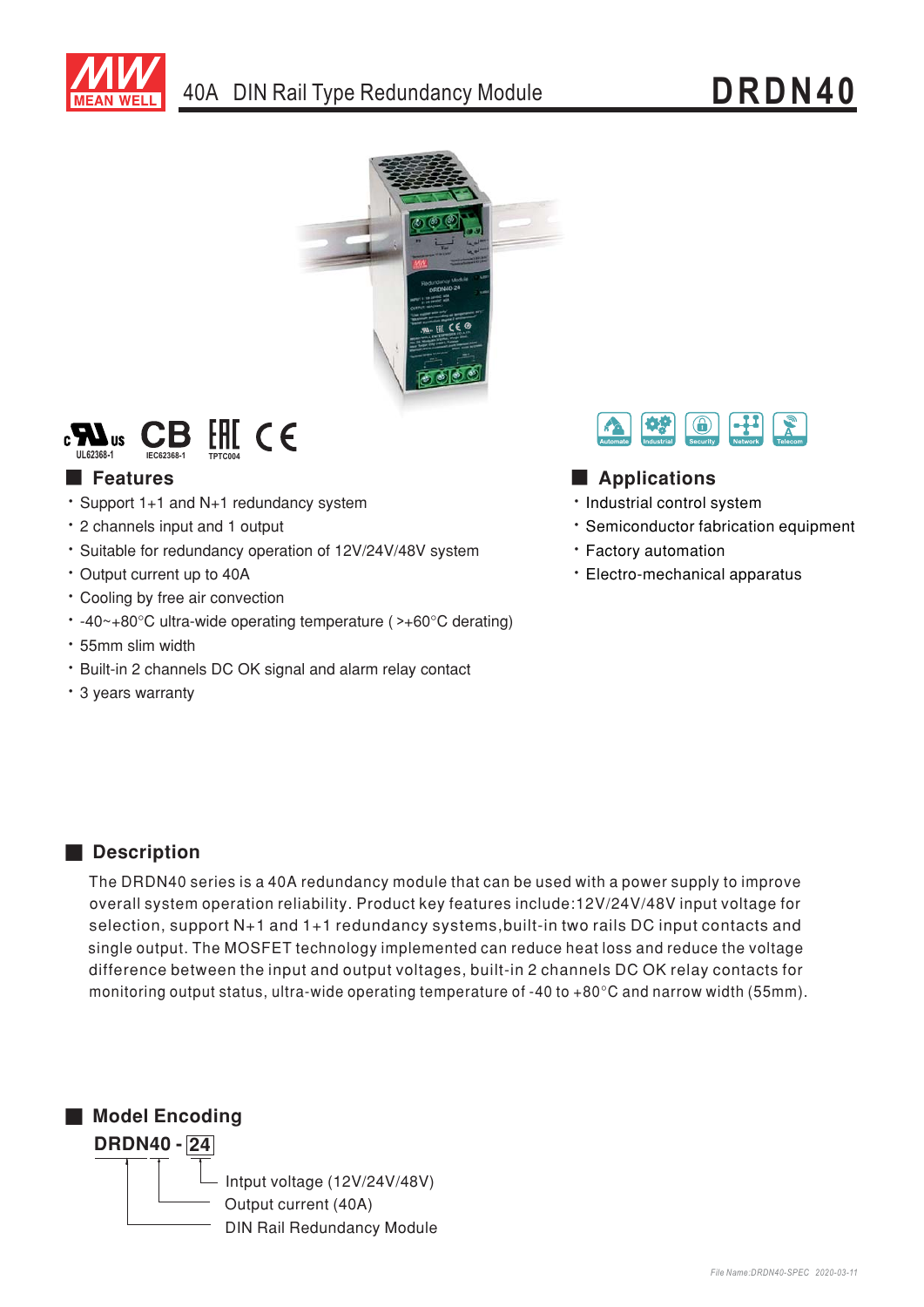# 40A DIN Rail Type Redundancy Module

# DRDN40

UL62368-1 IEC62368-1 TPTC004

Automate Industrial Security Network Telecom

## Features

- Support 1+1 and N+1 redundancy system
- 2 channels input and 1 output
- Suitable for redundancy operation of 12V/24V/48V system
- Output current up to 40A
- Cooling by free air convection
- -40~+80°C ultra-wide operating temperature ( >+60°C derating)
- 55mm slim width
- Built-in 2 channels DC OK signal and alarm relay contact
- 3 years warranty

## Applications

- Industrial control system
- Semiconductor fabrication equipment
- Factory automation
- Electro-mechanical apparatus

## Description

The DRDN40 series is a 40A redundancy module that can be used with a power supply to improve overall system operation reliability. Product key features include:12V/24V/48V input voltage for selection, support N+1 and 1+1 redundancy systems,built-in two rails DC input contacts and single output. The MOSFET technology implemented can reduce heat loss and reduce the voltage difference between the input and output voltages, built-in 2 channels DC OK relay contacts for monitoring output status, ultra-wide operating temperature of -40 to +80°C and narrow width (55mm).

## Model Encoding

**DRDN40 - 24**

- 24: Intput voltage (12V/24V/48V)
- 40: Output current (40A)
- DRDN: DIN Rail Redundancy Module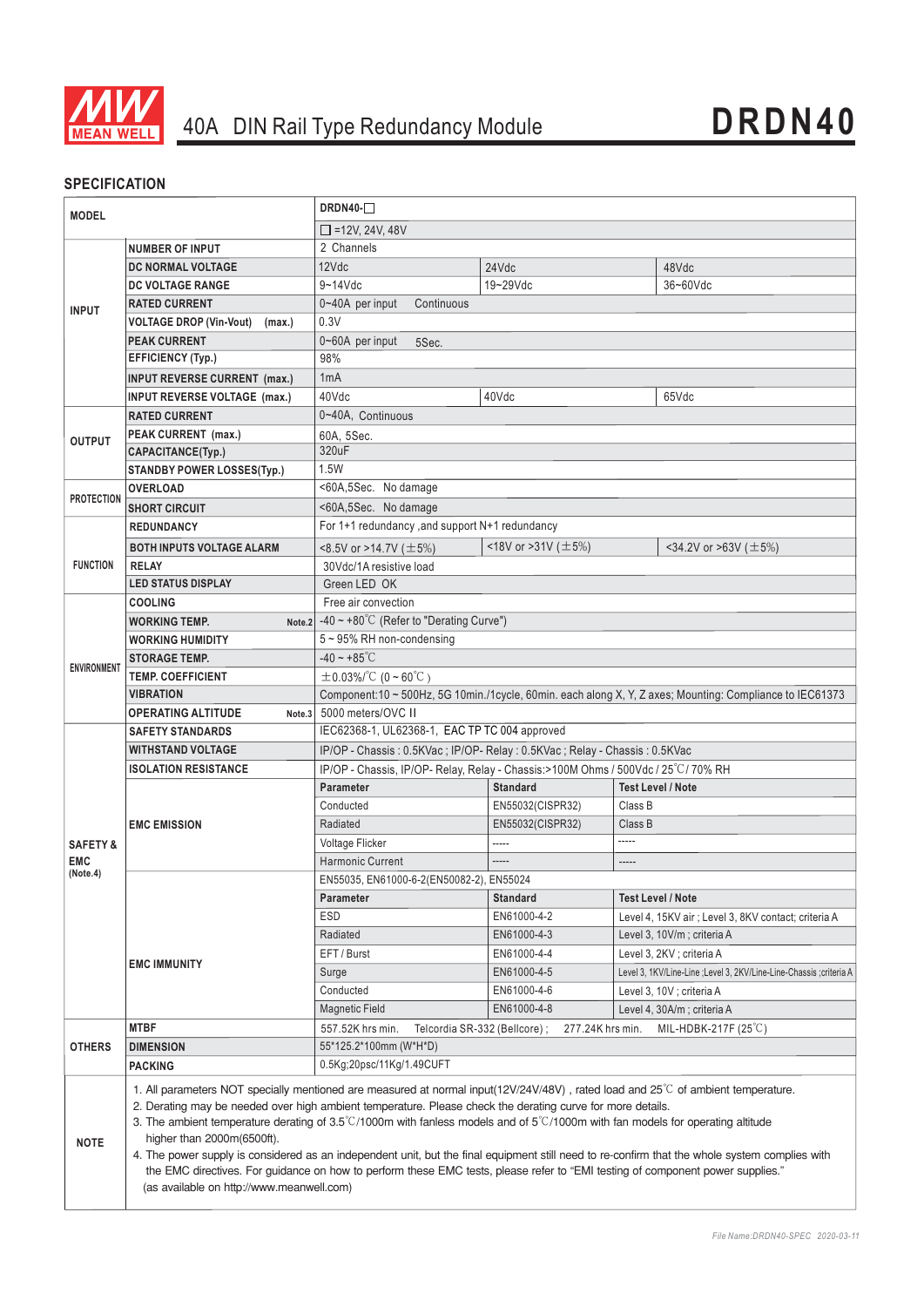# 40A DIN Rail Type Redundancy Module — DRDN40

## SPECIFICATION

| MODEL | | DRDN40-☐ | | |
|---|---|---|---|---|
| | | ☐ =12V, 24V, 48V | | |
| INPUT | NUMBER OF INPUT | 2 Channels | | |
| | DC NORMAL VOLTAGE | 12Vdc | 24Vdc | 48Vdc |
| | DC VOLTAGE RANGE | 9~14Vdc | 19~29Vdc | 36~60Vdc |
| | RATED CURRENT | 0~40A per input Continuous | | |
| | VOLTAGE DROP (Vin-Vout) (max.) | 0.3V | | |
| | PEAK CURRENT | 0~60A per input 5Sec. | | |
| | EFFICIENCY (Typ.) | 98% | | |
| | INPUT REVERSE CURRENT (max.) | 1mA | | |
| | INPUT REVERSE VOLTAGE (max.) | 40Vdc | 40Vdc | 65Vdc |
| OUTPUT | RATED CURRENT | 0~40A, Continuous | | |
| | PEAK CURRENT (max.) | 60A, 5Sec. | | |
| | CAPACITANCE(Typ.) | 320uF | | |
| | STANDBY POWER LOSSES(Typ.) | 1.5W | | |
| PROTECTION | OVERLOAD | <60A,5Sec. No damage | | |
| | SHORT CIRCUIT | <60A,5Sec. No damage | | |
| FUNCTION | REDUNDANCY | For 1+1 redundancy ,and support N+1 redundancy | | |
| | BOTH INPUTS VOLTAGE ALARM | <8.5V or >14.7V (±5%) | <18V or >31V (±5%) | <34.2V or >63V (±5%) |
| | RELAY | 30Vdc/1A resistive load | | |
| | LED STATUS DISPLAY | Green LED OK | | |
| ENVIRONMENT | COOLING | Free air convection | | |
| | WORKING TEMP. Note.2 | -40 ~ +80℃ (Refer to "Derating Curve") | | |
| | WORKING HUMIDITY | 5 ~ 95% RH non-condensing | | |
| | STORAGE TEMP. | -40 ~ +85℃ | | |
| | TEMP. COEFFICIENT | ±0.03%/℃ (0 ~ 60℃) | | |
| | VIBRATION | Component:10 ~ 500Hz, 5G 10min./1cycle, 60min. each along X, Y, Z axes; Mounting: Compliance to IEC61373 | | |
| | OPERATING ALTITUDE Note.3 | 5000 meters/OVC II | | |
| SAFETY & EMC (Note.4) | SAFETY STANDARDS | IEC62368-1, UL62368-1, EAC TP TC 004 approved | | |
| | WITHSTAND VOLTAGE | IP/OP - Chassis : 0.5KVac ; IP/OP- Relay : 0.5KVac ; Relay - Chassis : 0.5KVac | | |
| | ISOLATION RESISTANCE | IP/OP - Chassis, IP/OP- Relay, Relay - Chassis:>100M Ohms / 500Vdc / 25℃/ 70% RH | | |
| | EMC EMISSION | **Parameter** | **Standard** | **Test Level / Note** |
| | | Conducted | EN55032(CISPR32) | Class B |
| | | Radiated | EN55032(CISPR32) | Class B |
| | | Voltage Flicker | ----- | ----- |
| | | Harmonic Current | ----- | ----- |
| | EMC IMMUNITY | EN55035, EN61000-6-2(EN50082-2), EN55024 | | |
| | | **Parameter** | **Standard** | **Test Level / Note** |
| | | ESD | EN61000-4-2 | Level 4, 15KV air ; Level 3, 8KV contact; criteria A |
| | | Radiated | EN61000-4-3 | Level 3, 10V/m ; criteria A |
| | | EFT / Burst | EN61000-4-4 | Level 3, 2KV ; criteria A |
| | | Surge | EN61000-4-5 | Level 3, 1KV/Line-Line ;Level 3, 2KV/Line-Line-Chassis ;criteria A |
| | | Conducted | EN61000-4-6 | Level 3, 10V ; criteria A |
| | | Magnetic Field | EN61000-4-8 | Level 4, 30A/m ; criteria A |
| OTHERS | MTBF | 557.52K hrs min. Telcordia SR-332 (Bellcore) ; 277.24K hrs min. MIL-HDBK-217F (25℃) | | |
| | DIMENSION | 55*125.2*100mm (W*H*D) | | |
| | PACKING | 0.5Kg;20psc/11Kg/1.49CUFT | | |

**NOTE**

1. All parameters NOT specially mentioned are measured at normal input(12V/24V/48V) , rated load and 25℃ of ambient temperature.
2. Derating may be needed over high ambient temperature. Please check the derating curve for more details.
3. The ambient temperature derating of 3.5℃/1000m with fanless models and of 5℃/1000m with fan models for operating altitude higher than 2000m(6500ft).
4. The power supply is considered as an independent unit, but the final equipment still need to re-confirm that the whole system complies with the EMC directives. For guidance on how to perform these EMC tests, please refer to "EMI testing of component power supplies." (as available on http://www.meanwell.com)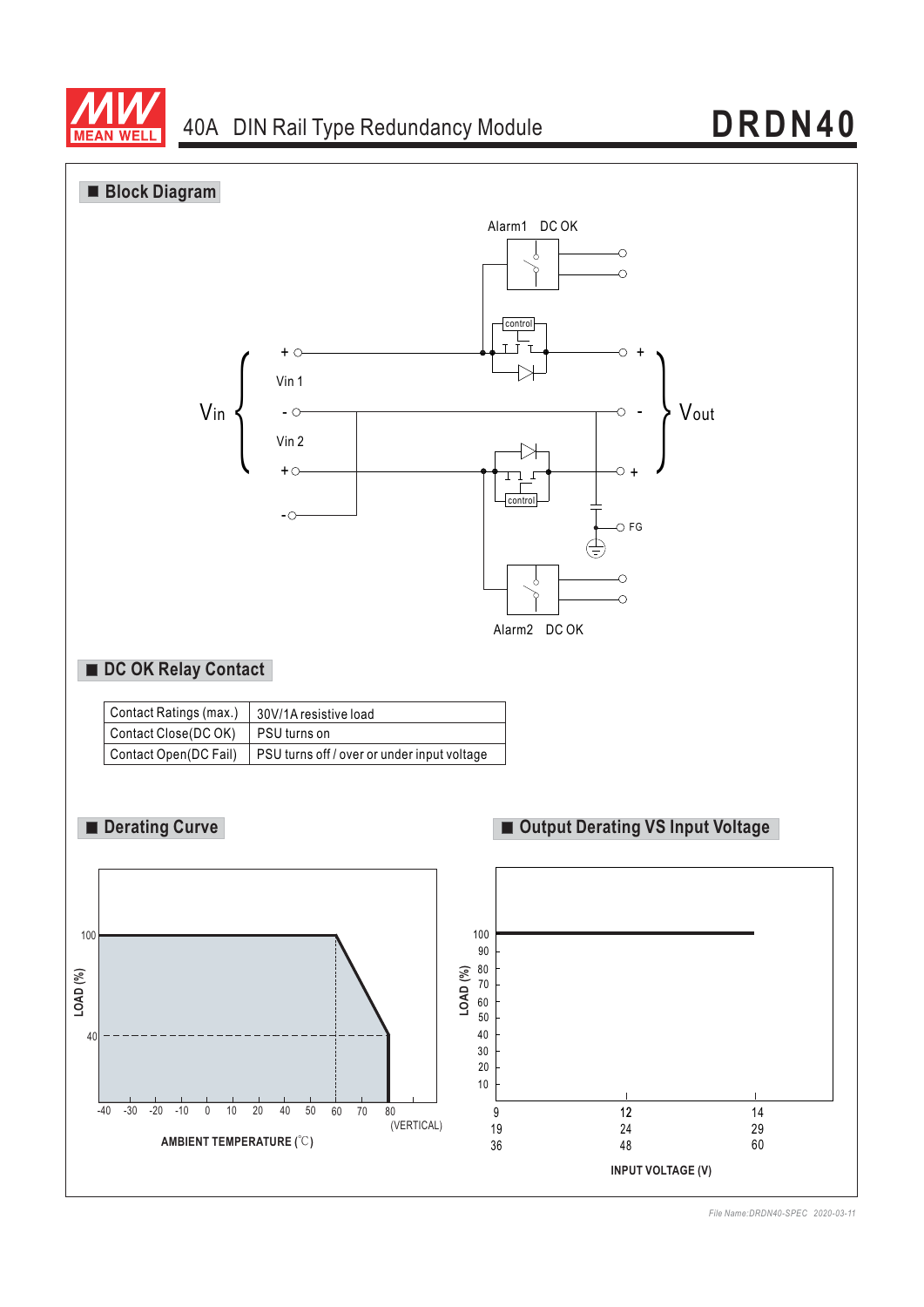## Block Diagram

Alarm1 DC OK

control

Vin 1

Vin

Vin 2

control

Vout

FG

Alarm2 DC OK

## DC OK Relay Contact

| Contact Ratings (max.) | 30V/1A resistive load |
|---|---|
| Contact Close(DC OK) | PSU turns on |
| Contact Open(DC Fail) | PSU turns off / over or under input voltage |

## Derating Curve

LOAD (%)

100

40

-40 -30 -20 -10 0 10 20 40 50 60 70 80 (VERTICAL)

AMBIENT TEMPERATURE (℃)

## Output Derating VS Input Voltage

LOAD (%)

100 90 80 70 60 50 40 30 20 10

| 9 | 12 | 14 |
|---|---|---|
| 19 | 24 | 29 |
| 36 | 48 | 60 |

INPUT VOLTAGE (V)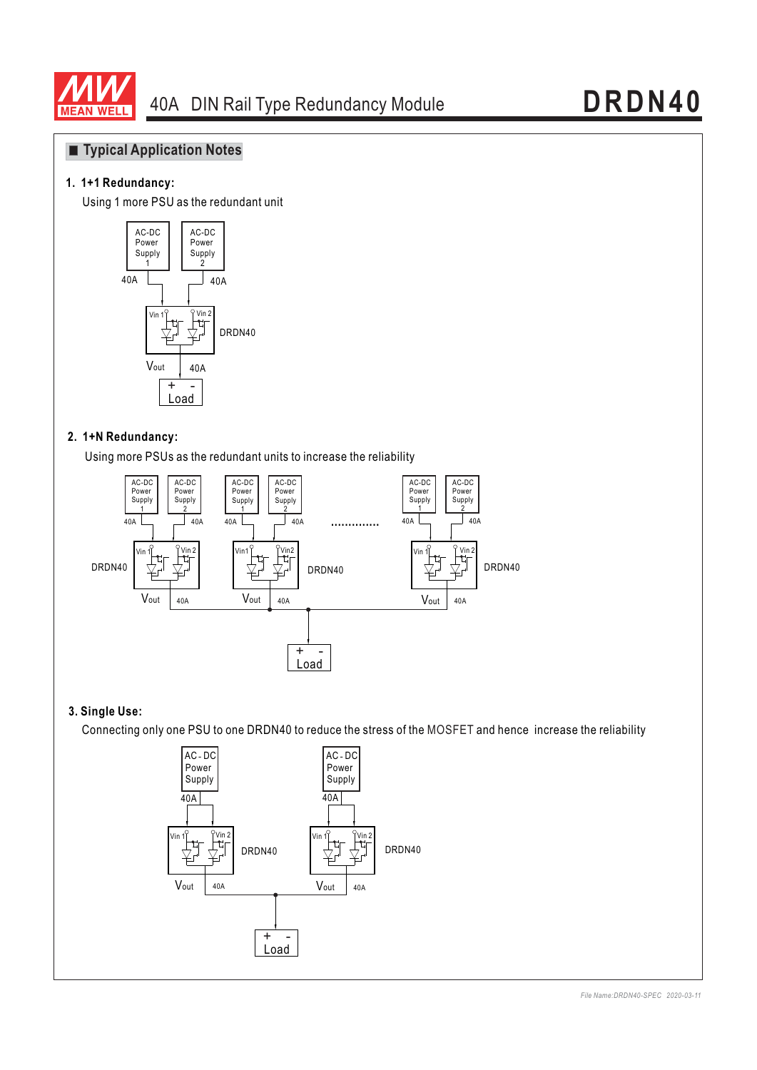## ■ Typical Application Notes

**1. 1+1 Redundancy:**

Using 1 more PSU as the redundant unit

AC-DC Power Supply 1 &nbsp; AC-DC Power Supply 2

40A &nbsp; 40A

Vin 1 &nbsp; Vin 2 &nbsp; DRDN40

Vout &nbsp; 40A

\+ - Load

**2. 1+N Redundancy:**

Using more PSUs as the redundant units to increase the reliability

AC-DC Power Supply 1 &nbsp; AC-DC Power Supply 2 &nbsp; AC-DC Power Supply 1 &nbsp; AC-DC Power Supply 2 &nbsp; .............. &nbsp; AC-DC Power Supply 1 &nbsp; AC-DC Power Supply 2

40A 40A &nbsp; 40A 40A &nbsp; 40A 40A

DRDN40 (Vin 1, Vin 2) &nbsp; DRDN40 (Vin1, Vin2) &nbsp; DRDN40 (Vin 1, Vin 2)

Vout 40A &nbsp; Vout 40A &nbsp; Vout 40A

\+ - Load

**3. Single Use:**

Connecting only one PSU to one DRDN40 to reduce the stress of the MOSFET and hence increase the reliability

AC-DC Power Supply &nbsp; AC-DC Power Supply

40A &nbsp; 40A

Vin 1 Vin 2 DRDN40 &nbsp; Vin 1 Vin 2 DRDN40

Vout 40A &nbsp; Vout 40A

\+ - Load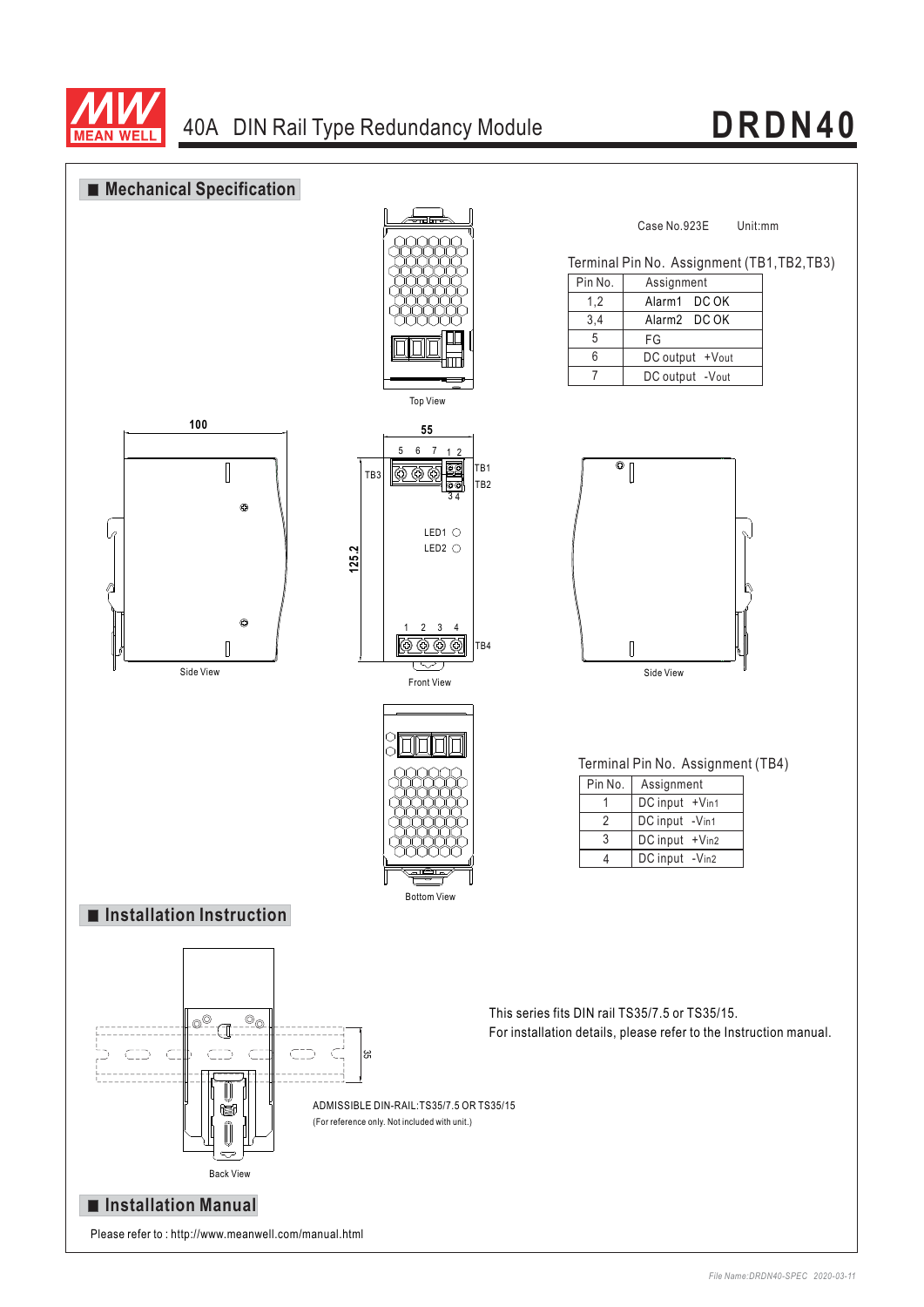# 40A DIN Rail Type Redundancy Module

# DRDN40

## Mechanical Specification

Case No.923E Unit:mm

Top View

100

Side View

55

5 6 7 1 2

TB3

TB1

TB2

3 4

LED1

LED2

125.2

1 2 3 4

TB4

Front View

Side View

Bottom View

Terminal Pin No. Assignment (TB1,TB2,TB3)

| Pin No. | Assignment |
|---|---|
| 1,2 | Alarm1 DC OK |
| 3,4 | Alarm2 DC OK |
| 5 | FG |
| 6 | DC output +Vout |
| 7 | DC output -Vout |

Terminal Pin No. Assignment (TB4)

| Pin No. | Assignment |
|---|---|
| 1 | DC input +Vin1 |
| 2 | DC input -Vin1 |
| 3 | DC input +Vin2 |
| 4 | DC input -Vin2 |

## Installation Instruction

35

Back View

ADMISSIBLE DIN-RAIL:TS35/7.5 OR TS35/15

(For reference only. Not included with unit.)

This series fits DIN rail TS35/7.5 or TS35/15.
For installation details, please refer to the Instruction manual.

## Installation Manual

Please refer to : http://www.meanwell.com/manual.html